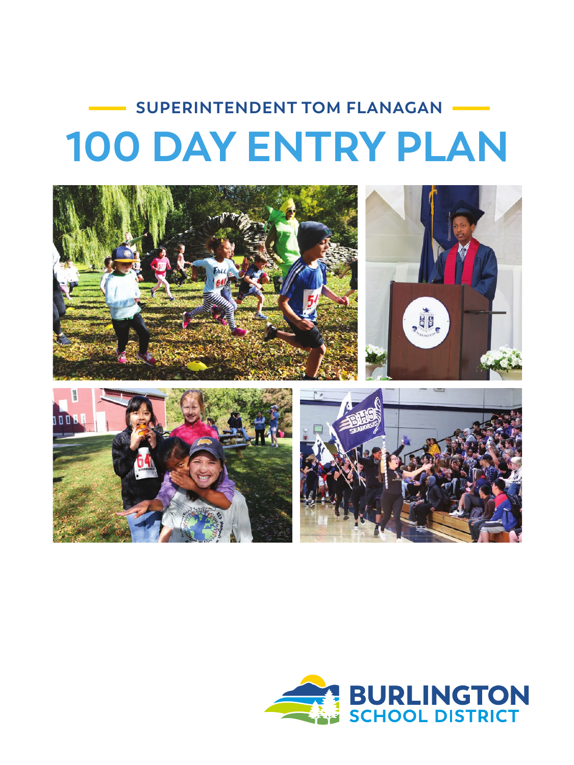SUPERINTENDENT TOM FLANAGAN

# 100 DAY ENTRY PLAN

BURLINGTON SCHOOL DISTRICT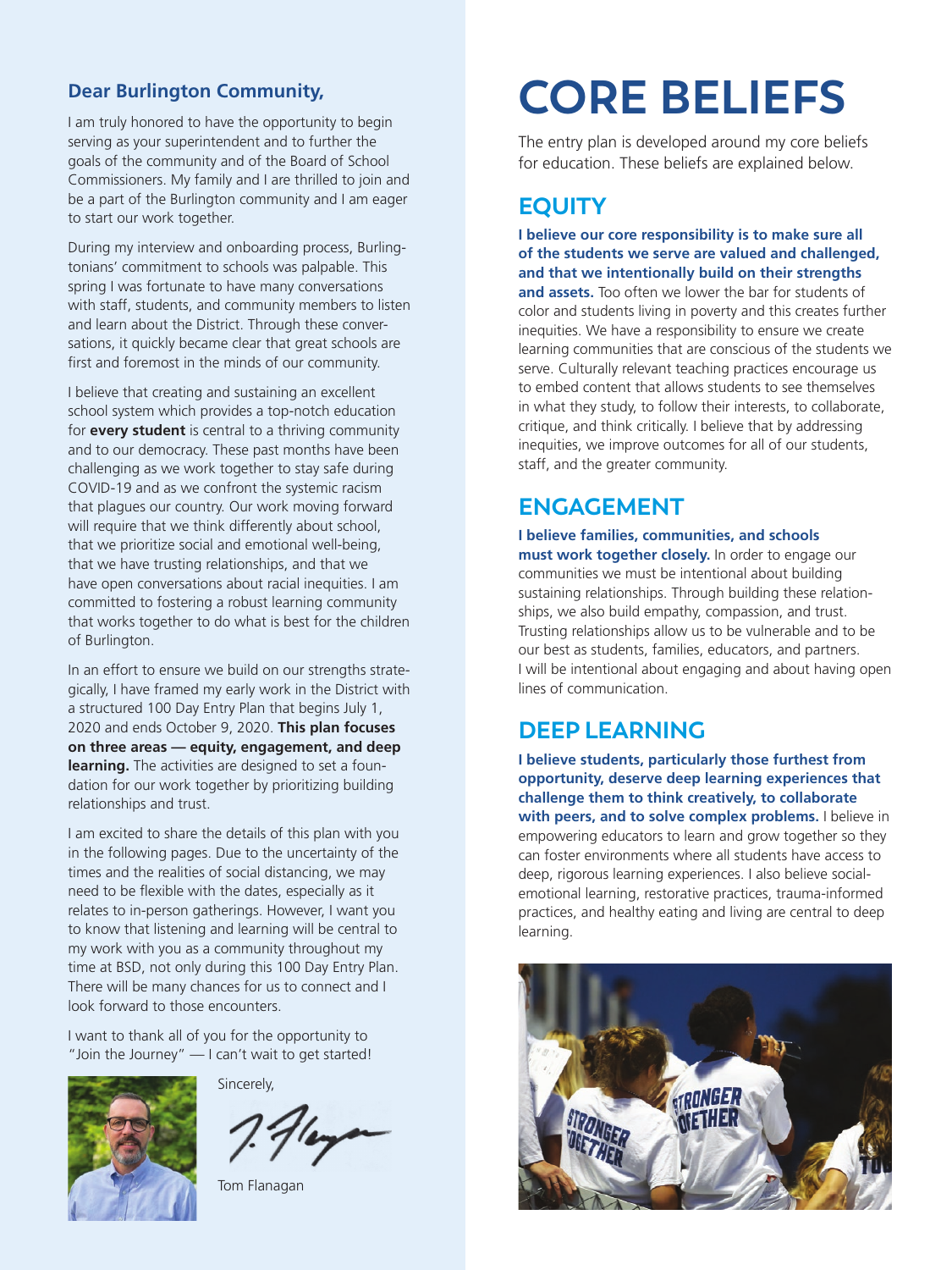## Dear Burlington Community,

I am truly honored to have the opportunity to begin serving as your superintendent and to further the goals of the community and of the Board of School Commissioners. My family and I are thrilled to join and be a part of the Burlington community and I am eager to start our work together.

During my interview and onboarding process, Burlingtonians' commitment to schools was palpable. This spring I was fortunate to have many conversations with staff, students, and community members to listen and learn about the District. Through these conversations, it quickly became clear that great schools are first and foremost in the minds of our community.

I believe that creating and sustaining an excellent school system which provides a top-notch education for **every student** is central to a thriving community and to our democracy. These past months have been challenging as we work together to stay safe during COVID-19 and as we confront the systemic racism that plagues our country. Our work moving forward will require that we think differently about school, that we prioritize social and emotional well-being, that we have trusting relationships, and that we have open conversations about racial inequities. I am committed to fostering a robust learning community that works together to do what is best for the children of Burlington.

In an effort to ensure we build on our strengths strategically, I have framed my early work in the District with a structured 100 Day Entry Plan that begins July 1, 2020 and ends October 9, 2020. **This plan focuses on three areas — equity, engagement, and deep learning.** The activities are designed to set a foundation for our work together by prioritizing building relationships and trust.

I am excited to share the details of this plan with you in the following pages. Due to the uncertainty of the times and the realities of social distancing, we may need to be flexible with the dates, especially as it relates to in-person gatherings. However, I want you to know that listening and learning will be central to my work with you as a community throughout my time at BSD, not only during this 100 Day Entry Plan. There will be many chances for us to connect and I look forward to those encounters.

I want to thank all of you for the opportunity to "Join the Journey" — I can't wait to get started!

Sincerely,

Tom Flanagan

# CORE BELIEFS

The entry plan is developed around my core beliefs for education. These beliefs are explained below.

## EQUITY

**I believe our core responsibility is to make sure all of the students we serve are valued and challenged, and that we intentionally build on their strengths and assets.** Too often we lower the bar for students of color and students living in poverty and this creates further inequities. We have a responsibility to ensure we create learning communities that are conscious of the students we serve. Culturally relevant teaching practices encourage us to embed content that allows students to see themselves in what they study, to follow their interests, to collaborate, critique, and think critically. I believe that by addressing inequities, we improve outcomes for all of our students, staff, and the greater community.

## ENGAGEMENT

**I believe families, communities, and schools must work together closely.** In order to engage our communities we must be intentional about building sustaining relationships. Through building these relationships, we also build empathy, compassion, and trust. Trusting relationships allow us to be vulnerable and to be our best as students, families, educators, and partners. I will be intentional about engaging and about having open lines of communication.

## DEEP LEARNING

**I believe students, particularly those furthest from opportunity, deserve deep learning experiences that challenge them to think creatively, to collaborate with peers, and to solve complex problems.** I believe in empowering educators to learn and grow together so they can foster environments where all students have access to deep, rigorous learning experiences. I also believe social-emotional learning, restorative practices, trauma-informed practices, and healthy eating and living are central to deep learning.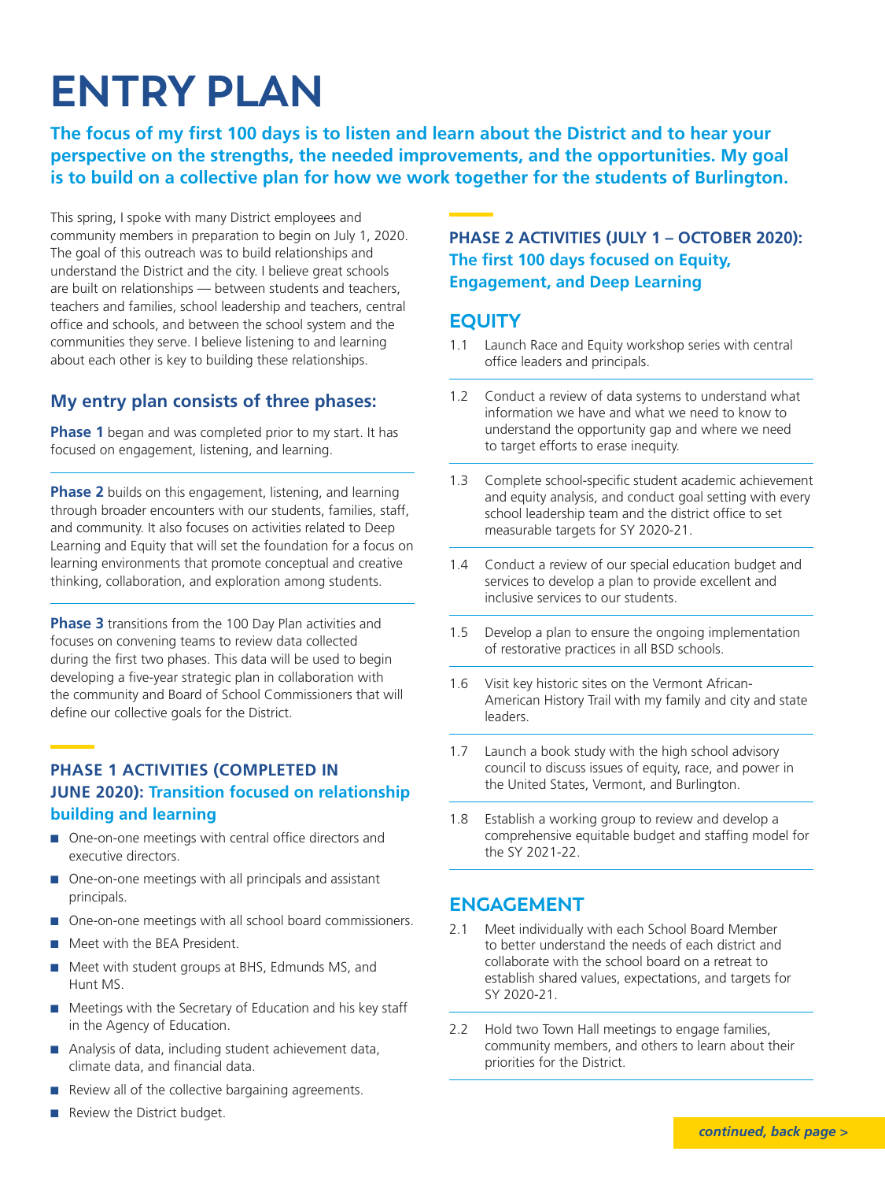# ENTRY PLAN

**The focus of my first 100 days is to listen and learn about the District and to hear your perspective on the strengths, the needed improvements, and the opportunities. My goal is to build on a collective plan for how we work together for the students of Burlington.**

This spring, I spoke with many District employees and community members in preparation to begin on July 1, 2020. The goal of this outreach was to build relationships and understand the District and the city. I believe great schools are built on relationships — between students and teachers, teachers and families, school leadership and teachers, central office and schools, and between the school system and the communities they serve. I believe listening to and learning about each other is key to building these relationships.

## My entry plan consists of three phases:

**Phase 1** began and was completed prior to my start. It has focused on engagement, listening, and learning.

**Phase 2** builds on this engagement, listening, and learning through broader encounters with our students, families, staff, and community. It also focuses on activities related to Deep Learning and Equity that will set the foundation for a focus on learning environments that promote conceptual and creative thinking, collaboration, and exploration among students.

**Phase 3** transitions from the 100 Day Plan activities and focuses on convening teams to review data collected during the first two phases. This data will be used to begin developing a five-year strategic plan in collaboration with the community and Board of School Commissioners that will define our collective goals for the District.

### PHASE 1 ACTIVITIES (COMPLETED IN JUNE 2020): Transition focused on relationship building and learning

- One-on-one meetings with central office directors and executive directors.
- One-on-one meetings with all principals and assistant principals.
- One-on-one meetings with all school board commissioners.
- Meet with the BEA President.
- Meet with student groups at BHS, Edmunds MS, and Hunt MS.
- Meetings with the Secretary of Education and his key staff in the Agency of Education.
- Analysis of data, including student achievement data, climate data, and financial data.
- Review all of the collective bargaining agreements.
- Review the District budget.

### PHASE 2 ACTIVITIES (JULY 1 – OCTOBER 2020): The first 100 days focused on Equity, Engagement, and Deep Learning

## EQUITY

1.1 Launch Race and Equity workshop series with central office leaders and principals.

1.2 Conduct a review of data systems to understand what information we have and what we need to know to understand the opportunity gap and where we need to target efforts to erase inequity.

1.3 Complete school-specific student academic achievement and equity analysis, and conduct goal setting with every school leadership team and the district office to set measurable targets for SY 2020-21.

1.4 Conduct a review of our special education budget and services to develop a plan to provide excellent and inclusive services to our students.

1.5 Develop a plan to ensure the ongoing implementation of restorative practices in all BSD schools.

1.6 Visit key historic sites on the Vermont African-American History Trail with my family and city and state leaders.

1.7 Launch a book study with the high school advisory council to discuss issues of equity, race, and power in the United States, Vermont, and Burlington.

1.8 Establish a working group to review and develop a comprehensive equitable budget and staffing model for the SY 2021-22.

## ENGAGEMENT

2.1 Meet individually with each School Board Member to better understand the needs of each district and collaborate with the school board on a retreat to establish shared values, expectations, and targets for SY 2020-21.

2.2 Hold two Town Hall meetings to engage families, community members, and others to learn about their priorities for the District.

*continued, back page >*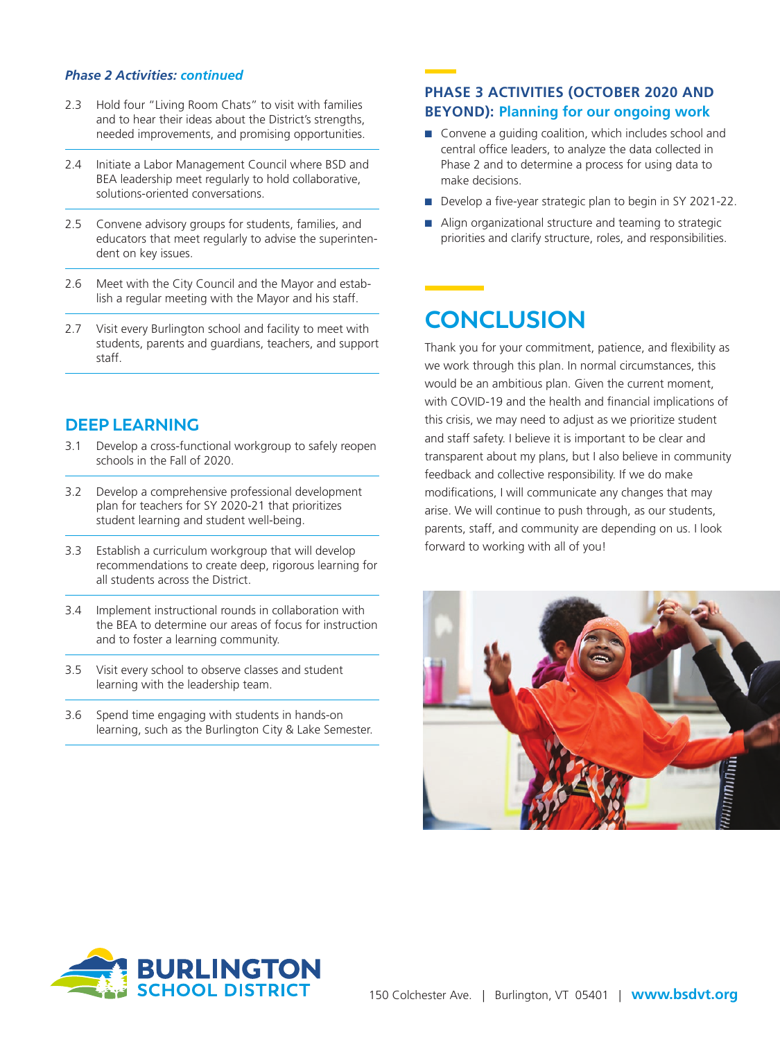*Phase 2 Activities: continued*

2.3 Hold four "Living Room Chats" to visit with families and to hear their ideas about the District's strengths, needed improvements, and promising opportunities.

2.4 Initiate a Labor Management Council where BSD and BEA leadership meet regularly to hold collaborative, solutions-oriented conversations.

2.5 Convene advisory groups for students, families, and educators that meet regularly to advise the superintendent on key issues.

2.6 Meet with the City Council and the Mayor and establish a regular meeting with the Mayor and his staff.

2.7 Visit every Burlington school and facility to meet with students, parents and guardians, teachers, and support staff.

## DEEP LEARNING

3.1 Develop a cross-functional workgroup to safely reopen schools in the Fall of 2020.

3.2 Develop a comprehensive professional development plan for teachers for SY 2020-21 that prioritizes student learning and student well-being.

3.3 Establish a curriculum workgroup that will develop recommendations to create deep, rigorous learning for all students across the District.

3.4 Implement instructional rounds in collaboration with the BEA to determine our areas of focus for instruction and to foster a learning community.

3.5 Visit every school to observe classes and student learning with the leadership team.

3.6 Spend time engaging with students in hands-on learning, such as the Burlington City & Lake Semester.

### PHASE 3 ACTIVITIES (OCTOBER 2020 AND BEYOND): Planning for our ongoing work

- Convene a guiding coalition, which includes school and central office leaders, to analyze the data collected in Phase 2 and to determine a process for using data to make decisions.
- Develop a five-year strategic plan to begin in SY 2021-22.
- Align organizational structure and teaming to strategic priorities and clarify structure, roles, and responsibilities.

## CONCLUSION

Thank you for your commitment, patience, and flexibility as we work through this plan. In normal circumstances, this would be an ambitious plan. Given the current moment, with COVID-19 and the health and financial implications of this crisis, we may need to adjust as we prioritize student and staff safety. I believe it is important to be clear and transparent about my plans, but I also believe in community feedback and collective responsibility. If we do make modifications, I will communicate any changes that may arise. We will continue to push through, as our students, parents, staff, and community are depending on us. I look forward to working with all of you!

BURLINGTON SCHOOL DISTRICT

150 Colchester Ave. | Burlington, VT 05401 | www.bsdvt.org